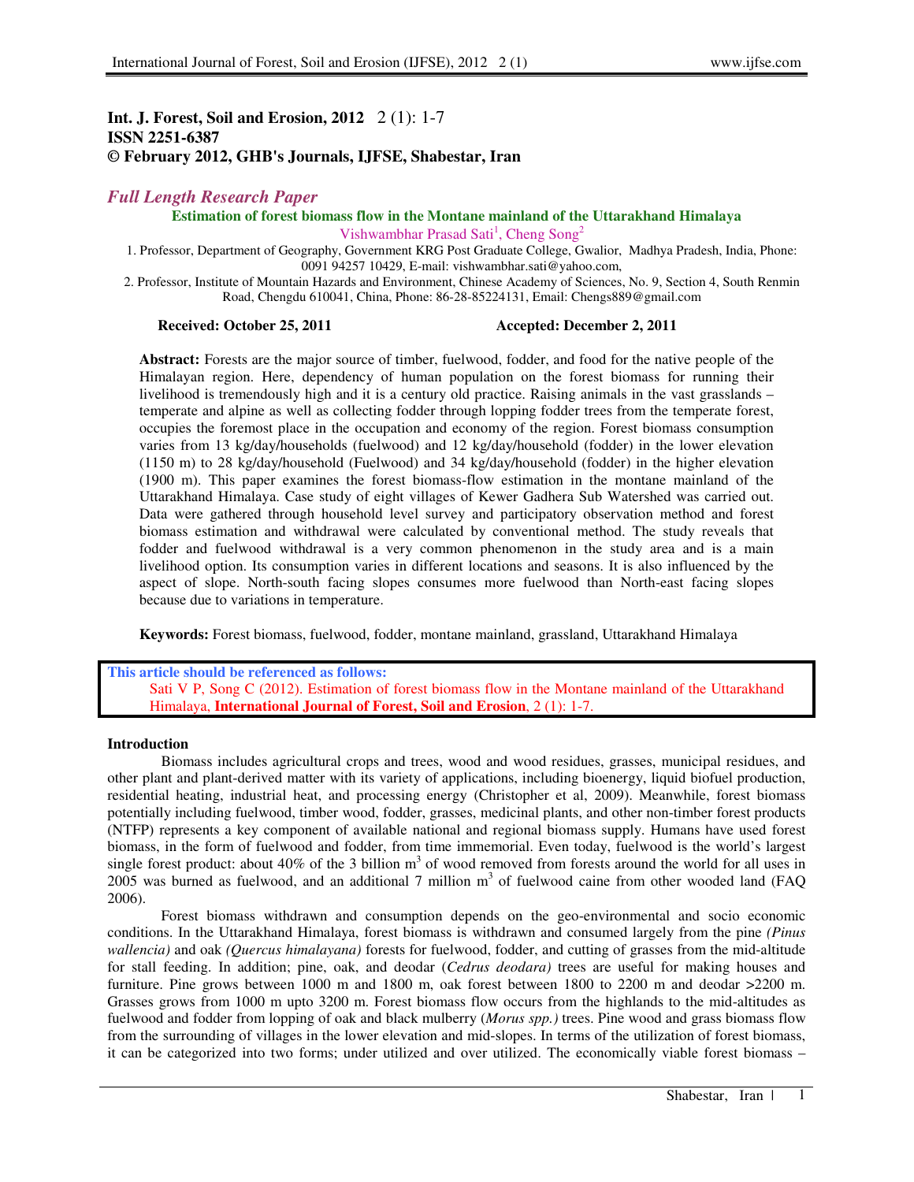**Int. J. Forest, Soil and Erosion, 2012 2 (1): 1-7**
**ISSN 2251-6387**
**© February 2012, GHB's Journals, IJFSE, Shabestar, Iran**

*Full Length Research Paper*

# Estimation of forest biomass flow in the Montane mainland of the Uttarakhand Himalaya

Vishwambhar Prasad Sati[1], Cheng Song[2]

1. Professor, Department of Geography, Government KRG Post Graduate College, Gwalior, Madhya Pradesh, India, Phone: 0091 94257 10429, E-mail: vishwambhar.sati@yahoo.com,
2. Professor, Institute of Mountain Hazards and Environment, Chinese Academy of Sciences, No. 9, Section 4, South Renmin Road, Chengdu 610041, China, Phone: 86-28-85224131, Email: Chengs889@gmail.com

**Received: October 25, 2011** **Accepted: December 2, 2011**

**Abstract:** Forests are the major source of timber, fuelwood, fodder, and food for the native people of the Himalayan region. Here, dependency of human population on the forest biomass for running their livelihood is tremendously high and it is a century old practice. Raising animals in the vast grasslands – temperate and alpine as well as collecting fodder through lopping fodder trees from the temperate forest, occupies the foremost place in the occupation and economy of the region. Forest biomass consumption varies from 13 kg/day/households (fuelwood) and 12 kg/day/household (fodder) in the lower elevation (1150 m) to 28 kg/day/household (Fuelwood) and 34 kg/day/household (fodder) in the higher elevation (1900 m). This paper examines the forest biomass-flow estimation in the montane mainland of the Uttarakhand Himalaya. Case study of eight villages of Kewer Gadhera Sub Watershed was carried out. Data were gathered through household level survey and participatory observation method and forest biomass estimation and withdrawal were calculated by conventional method. The study reveals that fodder and fuelwood withdrawal is a very common phenomenon in the study area and is a main livelihood option. Its consumption varies in different locations and seasons. It is also influenced by the aspect of slope. North-south facing slopes consumes more fuelwood than North-east facing slopes because due to variations in temperature.

**Keywords:** Forest biomass, fuelwood, fodder, montane mainland, grassland, Uttarakhand Himalaya

**This article should be referenced as follows:**
Sati V P, Song C (2012). Estimation of forest biomass flow in the Montane mainland of the Uttarakhand Himalaya, **International Journal of Forest, Soil and Erosion**, 2 (1): 1-7.

## Introduction

Biomass includes agricultural crops and trees, wood and wood residues, grasses, municipal residues, and other plant and plant-derived matter with its variety of applications, including bioenergy, liquid biofuel production, residential heating, industrial heat, and processing energy (Christopher et al, 2009). Meanwhile, forest biomass potentially including fuelwood, timber wood, fodder, grasses, medicinal plants, and other non-timber forest products (NTFP) represents a key component of available national and regional biomass supply. Humans have used forest biomass, in the form of fuelwood and fodder, from time immemorial. Even today, fuelwood is the world's largest single forest product: about 40% of the 3 billion $m^3$ of wood removed from forests around the world for all uses in 2005 was burned as fuelwood, and an additional 7 million $m^3$ of fuelwood caine from other wooded land (FAQ 2006).

Forest biomass withdrawn and consumption depends on the geo-environmental and socio economic conditions. In the Uttarakhand Himalaya, forest biomass is withdrawn and consumed largely from the pine *(Pinus wallencia)* and oak *(Quercus himalayana)* forests for fuelwood, fodder, and cutting of grasses from the mid-altitude for stall feeding. In addition; pine, oak, and deodar (*Cedrus deodara*) trees are useful for making houses and furniture. Pine grows between 1000 m and 1800 m, oak forest between 1800 to 2200 m and deodar >2200 m. Grasses grows from 1000 m upto 3200 m. Forest biomass flow occurs from the highlands to the mid-altitudes as fuelwood and fodder from lopping of oak and black mulberry (*Morus spp.)* trees. Pine wood and grass biomass flow from the surrounding of villages in the lower elevation and mid-slopes. In terms of the utilization of forest biomass, it can be categorized into two forms; under utilized and over utilized. The economically viable forest biomass –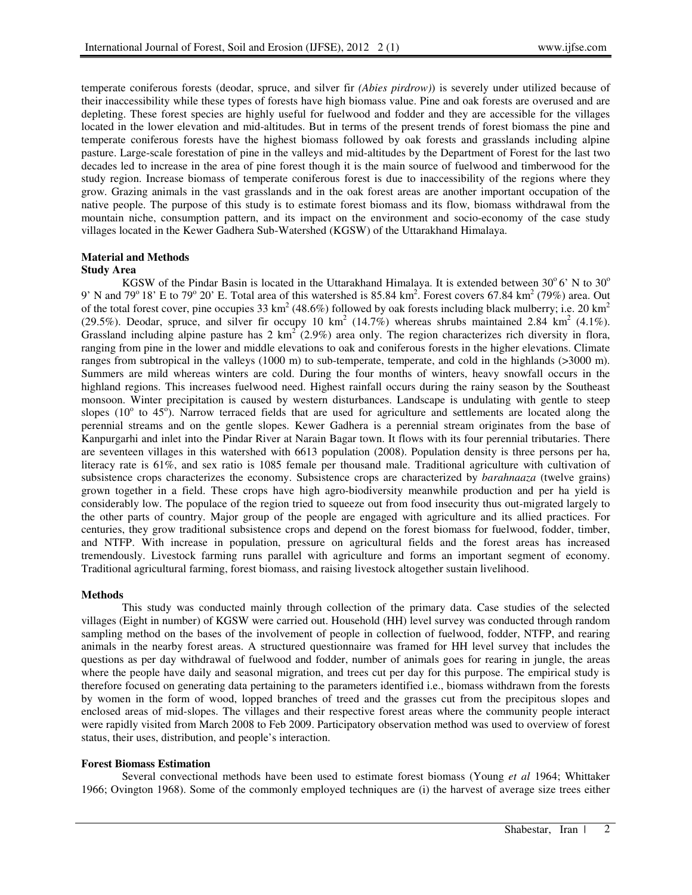temperate coniferous forests (deodar, spruce, and silver fir *(Abies pirdrow)*) is severely under utilized because of their inaccessibility while these types of forests have high biomass value. Pine and oak forests are overused and are depleting. These forest species are highly useful for fuelwood and fodder and they are accessible for the villages located in the lower elevation and mid-altitudes. But in terms of the present trends of forest biomass the pine and temperate coniferous forests have the highest biomass followed by oak forests and grasslands including alpine pasture. Large-scale forestation of pine in the valleys and mid-altitudes by the Department of Forest for the last two decades led to increase in the area of pine forest though it is the main source of fuelwood and timberwood for the study region. Increase biomass of temperate coniferous forest is due to inaccessibility of the regions where they grow. Grazing animals in the vast grasslands and in the oak forest areas are another important occupation of the native people. The purpose of this study is to estimate forest biomass and its flow, biomass withdrawal from the mountain niche, consumption pattern, and its impact on the environment and socio-economy of the case study villages located in the Kewer Gadhera Sub-Watershed (KGSW) of the Uttarakhand Himalaya.

## Material and Methods

### Study Area

KGSW of the Pindar Basin is located in the Uttarakhand Himalaya. It is extended between 30$^o$ 6' N to 30$^o$ 9' N and 79$^o$ 18' E to 79$^o$ 20' E. Total area of this watershed is 85.84 km$^2$. Forest covers 67.84 km$^2$ (79%) area. Out of the total forest cover, pine occupies 33 km$^2$ (48.6%) followed by oak forests including black mulberry; i.e. 20 km$^2$ (29.5%). Deodar, spruce, and silver fir occupy 10 km$^2$ (14.7%) whereas shrubs maintained 2.84 km$^2$ (4.1%). Grassland including alpine pasture has 2 km$^2$ (2.9%) area only. The region characterizes rich diversity in flora, ranging from pine in the lower and middle elevations to oak and coniferous forests in the higher elevations. Climate ranges from subtropical in the valleys (1000 m) to sub-temperate, temperate, and cold in the highlands (>3000 m). Summers are mild whereas winters are cold. During the four months of winters, heavy snowfall occurs in the highland regions. This increases fuelwood need. Highest rainfall occurs during the rainy season by the Southeast monsoon. Winter precipitation is caused by western disturbances. Landscape is undulating with gentle to steep slopes (10$^o$ to 45$^o$). Narrow terraced fields that are used for agriculture and settlements are located along the perennial streams and on the gentle slopes. Kewer Gadhera is a perennial stream originates from the base of Kanpurgarhi and inlet into the Pindar River at Narain Bagar town. It flows with its four perennial tributaries. There are seventeen villages in this watershed with 6613 population (2008). Population density is three persons per ha, literacy rate is 61%, and sex ratio is 1085 female per thousand male. Traditional agriculture with cultivation of subsistence crops characterizes the economy. Subsistence crops are characterized by *barahnaaza* (twelve grains) grown together in a field. These crops have high agro-biodiversity meanwhile production and per ha yield is considerably low. The populace of the region tried to squeeze out from food insecurity thus out-migrated largely to the other parts of country. Major group of the people are engaged with agriculture and its allied practices. For centuries, they grow traditional subsistence crops and depend on the forest biomass for fuelwood, fodder, timber, and NTFP. With increase in population, pressure on agricultural fields and the forest areas has increased tremendously. Livestock farming runs parallel with agriculture and forms an important segment of economy. Traditional agricultural farming, forest biomass, and raising livestock altogether sustain livelihood.

### Methods

This study was conducted mainly through collection of the primary data. Case studies of the selected villages (Eight in number) of KGSW were carried out. Household (HH) level survey was conducted through random sampling method on the bases of the involvement of people in collection of fuelwood, fodder, NTFP, and rearing animals in the nearby forest areas. A structured questionnaire was framed for HH level survey that includes the questions as per day withdrawal of fuelwood and fodder, number of animals goes for rearing in jungle, the areas where the people have daily and seasonal migration, and trees cut per day for this purpose. The empirical study is therefore focused on generating data pertaining to the parameters identified i.e., biomass withdrawn from the forests by women in the form of wood, lopped branches of treed and the grasses cut from the precipitous slopes and enclosed areas of mid-slopes. The villages and their respective forest areas where the community people interact were rapidly visited from March 2008 to Feb 2009. Participatory observation method was used to overview of forest status, their uses, distribution, and people's interaction.

### Forest Biomass Estimation

Several convectional methods have been used to estimate forest biomass (Young *et al* 1964; Whittaker 1966; Ovington 1968). Some of the commonly employed techniques are (i) the harvest of average size trees either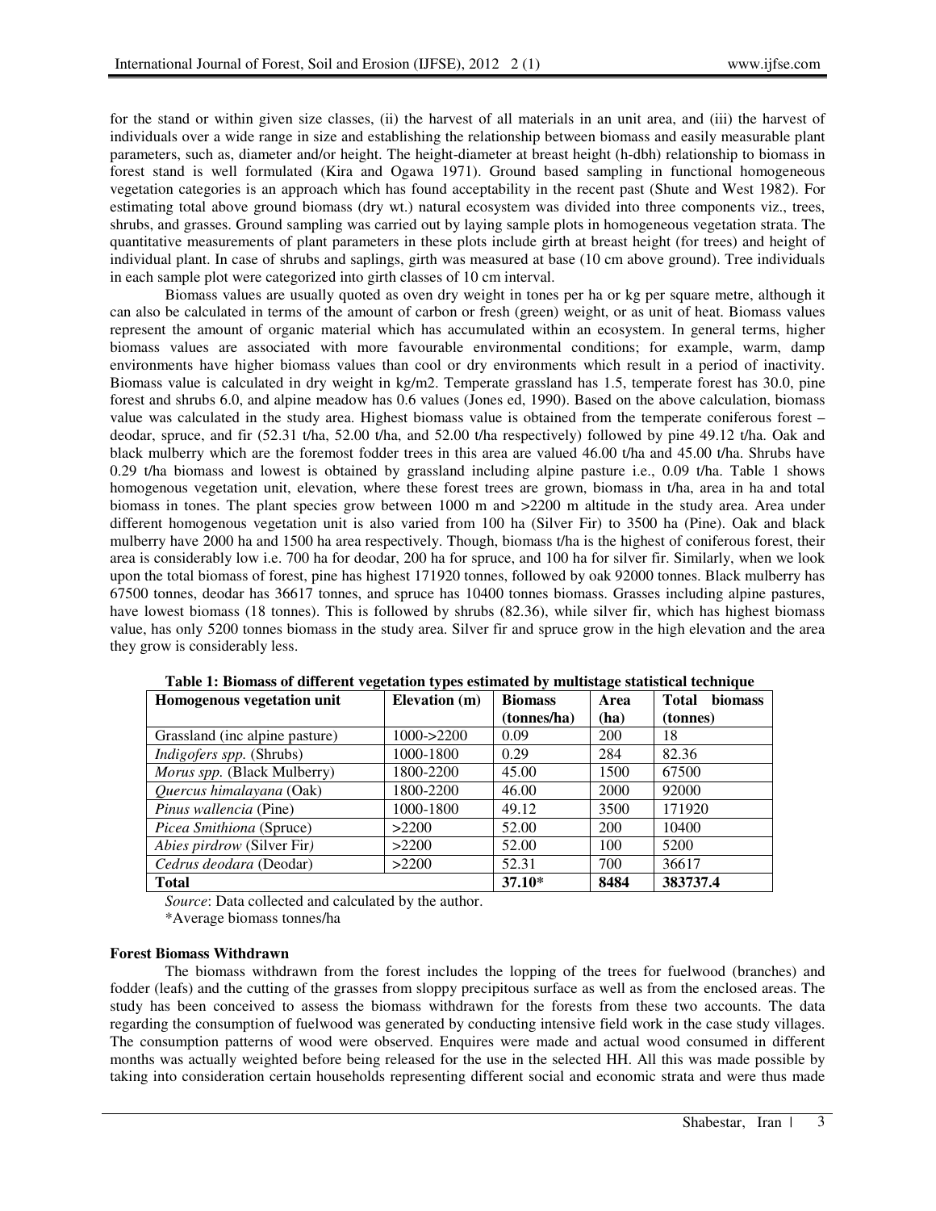for the stand or within given size classes, (ii) the harvest of all materials in an unit area, and (iii) the harvest of individuals over a wide range in size and establishing the relationship between biomass and easily measurable plant parameters, such as, diameter and/or height. The height-diameter at breast height (h-dbh) relationship to biomass in forest stand is well formulated (Kira and Ogawa 1971). Ground based sampling in functional homogeneous vegetation categories is an approach which has found acceptability in the recent past (Shute and West 1982). For estimating total above ground biomass (dry wt.) natural ecosystem was divided into three components viz., trees, shrubs, and grasses. Ground sampling was carried out by laying sample plots in homogeneous vegetation strata. The quantitative measurements of plant parameters in these plots include girth at breast height (for trees) and height of individual plant. In case of shrubs and saplings, girth was measured at base (10 cm above ground). Tree individuals in each sample plot were categorized into girth classes of 10 cm interval.

Biomass values are usually quoted as oven dry weight in tones per ha or kg per square metre, although it can also be calculated in terms of the amount of carbon or fresh (green) weight, or as unit of heat. Biomass values represent the amount of organic material which has accumulated within an ecosystem. In general terms, higher biomass values are associated with more favourable environmental conditions; for example, warm, damp environments have higher biomass values than cool or dry environments which result in a period of inactivity. Biomass value is calculated in dry weight in kg/m2. Temperate grassland has 1.5, temperate forest has 30.0, pine forest and shrubs 6.0, and alpine meadow has 0.6 values (Jones ed, 1990). Based on the above calculation, biomass value was calculated in the study area. Highest biomass value is obtained from the temperate coniferous forest – deodar, spruce, and fir (52.31 t/ha, 52.00 t/ha, and 52.00 t/ha respectively) followed by pine 49.12 t/ha. Oak and black mulberry which are the foremost fodder trees in this area are valued 46.00 t/ha and 45.00 t/ha. Shrubs have 0.29 t/ha biomass and lowest is obtained by grassland including alpine pasture i.e., 0.09 t/ha. Table 1 shows homogenous vegetation unit, elevation, where these forest trees are grown, biomass in t/ha, area in ha and total biomass in tones. The plant species grow between 1000 m and >2200 m altitude in the study area. Area under different homogenous vegetation unit is also varied from 100 ha (Silver Fir) to 3500 ha (Pine). Oak and black mulberry have 2000 ha and 1500 ha area respectively. Though, biomass t/ha is the highest of coniferous forest, their area is considerably low i.e. 700 ha for deodar, 200 ha for spruce, and 100 ha for silver fir. Similarly, when we look upon the total biomass of forest, pine has highest 171920 tonnes, followed by oak 92000 tonnes. Black mulberry has 67500 tonnes, deodar has 36617 tonnes, and spruce has 10400 tonnes biomass. Grasses including alpine pastures, have lowest biomass (18 tonnes). This is followed by shrubs (82.36), while silver fir, which has highest biomass value, has only 5200 tonnes biomass in the study area. Silver fir and spruce grow in the high elevation and the area they grow is considerably less.

**Table 1: Biomass of different vegetation types estimated by multistage statistical technique**

| Homogenous vegetation unit | Elevation (m) | Biomass (tonnes/ha) | Area (ha) | Total biomass (tonnes) |
|---|---|---|---|---|
| Grassland (inc alpine pasture) | 1000->2200 | 0.09 | 200 | 18 |
| *Indigofers spp.* (Shrubs) | 1000-1800 | 0.29 | 284 | 82.36 |
| *Morus spp.* (Black Mulberry) | 1800-2200 | 45.00 | 1500 | 67500 |
| *Quercus himalayana* (Oak) | 1800-2200 | 46.00 | 2000 | 92000 |
| *Pinus wallencia* (Pine) | 1000-1800 | 49.12 | 3500 | 171920 |
| *Picea Smithiona* (Spruce) | >2200 | 52.00 | 200 | 10400 |
| *Abies pirdrow* (Silver Fir) | >2200 | 52.00 | 100 | 5200 |
| *Cedrus deodara* (Deodar) | >2200 | 52.31 | 700 | 36617 |
| **Total** | | **37.10*** | **8484** | **383737.4** |

*Source*: Data collected and calculated by the author.

*Average biomass tonnes/ha

**Forest Biomass Withdrawn**

The biomass withdrawn from the forest includes the lopping of the trees for fuelwood (branches) and fodder (leafs) and the cutting of the grasses from sloppy precipitous surface as well as from the enclosed areas. The study has been conceived to assess the biomass withdrawn for the forests from these two accounts. The data regarding the consumption of fuelwood was generated by conducting intensive field work in the case study villages. The consumption patterns of wood were observed. Enquires were made and actual wood consumed in different months was actually weighted before being released for the use in the selected HH. All this was made possible by taking into consideration certain households representing different social and economic strata and were thus made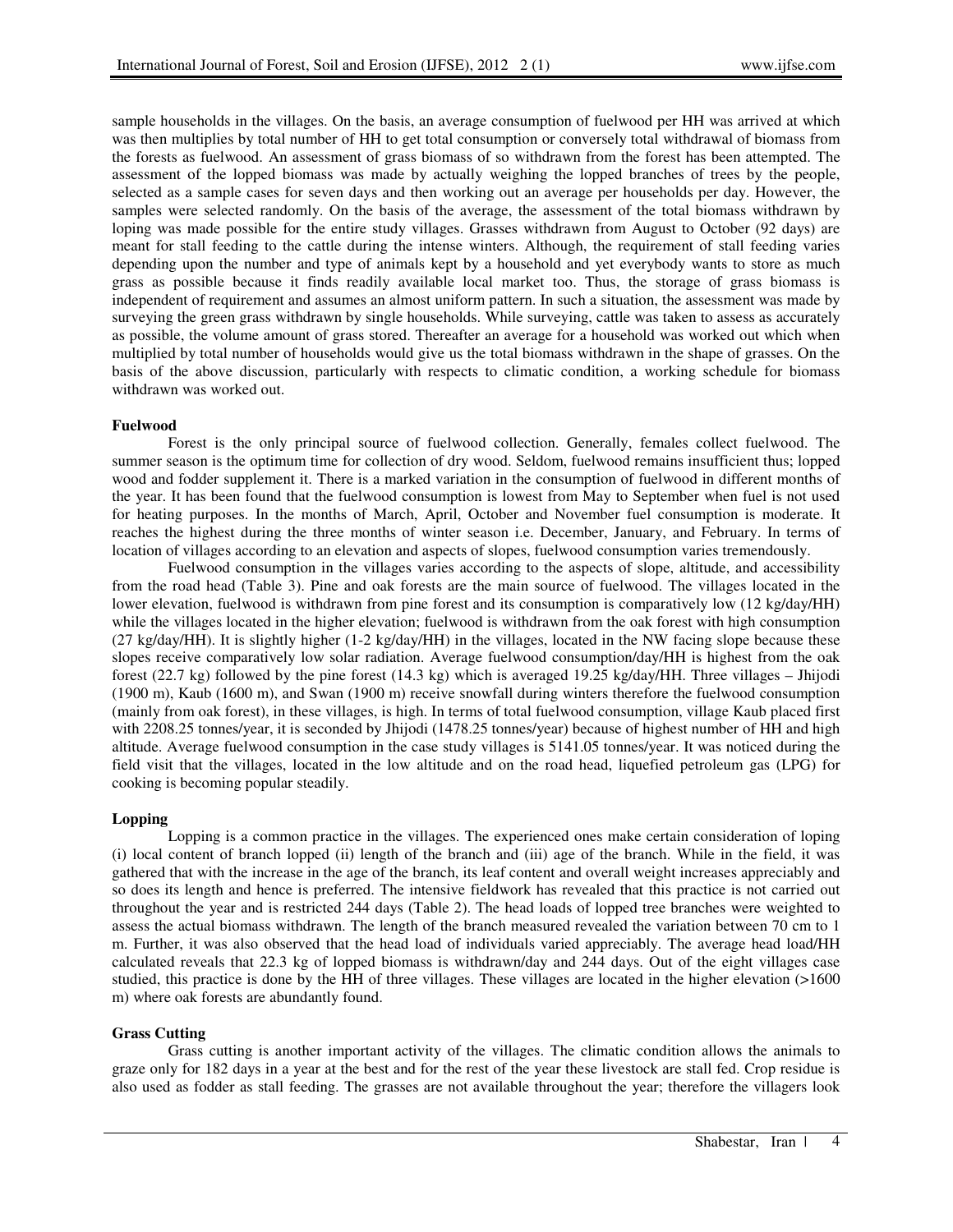sample households in the villages. On the basis, an average consumption of fuelwood per HH was arrived at which was then multiplies by total number of HH to get total consumption or conversely total withdrawal of biomass from the forests as fuelwood. An assessment of grass biomass of so withdrawn from the forest has been attempted. The assessment of the lopped biomass was made by actually weighing the lopped branches of trees by the people, selected as a sample cases for seven days and then working out an average per households per day. However, the samples were selected randomly. On the basis of the average, the assessment of the total biomass withdrawn by loping was made possible for the entire study villages. Grasses withdrawn from August to October (92 days) are meant for stall feeding to the cattle during the intense winters. Although, the requirement of stall feeding varies depending upon the number and type of animals kept by a household and yet everybody wants to store as much grass as possible because it finds readily available local market too. Thus, the storage of grass biomass is independent of requirement and assumes an almost uniform pattern. In such a situation, the assessment was made by surveying the green grass withdrawn by single households. While surveying, cattle was taken to assess as accurately as possible, the volume amount of grass stored. Thereafter an average for a household was worked out which when multiplied by total number of households would give us the total biomass withdrawn in the shape of grasses. On the basis of the above discussion, particularly with respects to climatic condition, a working schedule for biomass withdrawn was worked out.

### Fuelwood

Forest is the only principal source of fuelwood collection. Generally, females collect fuelwood. The summer season is the optimum time for collection of dry wood. Seldom, fuelwood remains insufficient thus; lopped wood and fodder supplement it. There is a marked variation in the consumption of fuelwood in different months of the year. It has been found that the fuelwood consumption is lowest from May to September when fuel is not used for heating purposes. In the months of March, April, October and November fuel consumption is moderate. It reaches the highest during the three months of winter season i.e. December, January, and February. In terms of location of villages according to an elevation and aspects of slopes, fuelwood consumption varies tremendously.

Fuelwood consumption in the villages varies according to the aspects of slope, altitude, and accessibility from the road head (Table 3). Pine and oak forests are the main source of fuelwood. The villages located in the lower elevation, fuelwood is withdrawn from pine forest and its consumption is comparatively low (12 kg/day/HH) while the villages located in the higher elevation; fuelwood is withdrawn from the oak forest with high consumption (27 kg/day/HH). It is slightly higher (1-2 kg/day/HH) in the villages, located in the NW facing slope because these slopes receive comparatively low solar radiation. Average fuelwood consumption/day/HH is highest from the oak forest (22.7 kg) followed by the pine forest (14.3 kg) which is averaged 19.25 kg/day/HH. Three villages – Jhijodi (1900 m), Kaub (1600 m), and Swan (1900 m) receive snowfall during winters therefore the fuelwood consumption (mainly from oak forest), in these villages, is high. In terms of total fuelwood consumption, village Kaub placed first with 2208.25 tonnes/year, it is seconded by Jhijodi (1478.25 tonnes/year) because of highest number of HH and high altitude. Average fuelwood consumption in the case study villages is 5141.05 tonnes/year. It was noticed during the field visit that the villages, located in the low altitude and on the road head, liquefied petroleum gas (LPG) for cooking is becoming popular steadily.

### Lopping

Lopping is a common practice in the villages. The experienced ones make certain consideration of loping (i) local content of branch lopped (ii) length of the branch and (iii) age of the branch. While in the field, it was gathered that with the increase in the age of the branch, its leaf content and overall weight increases appreciably and so does its length and hence is preferred. The intensive fieldwork has revealed that this practice is not carried out throughout the year and is restricted 244 days (Table 2). The head loads of lopped tree branches were weighted to assess the actual biomass withdrawn. The length of the branch measured revealed the variation between 70 cm to 1 m. Further, it was also observed that the head load of individuals varied appreciably. The average head load/HH calculated reveals that 22.3 kg of lopped biomass is withdrawn/day and 244 days. Out of the eight villages case studied, this practice is done by the HH of three villages. These villages are located in the higher elevation (>1600 m) where oak forests are abundantly found.

### Grass Cutting

Grass cutting is another important activity of the villages. The climatic condition allows the animals to graze only for 182 days in a year at the best and for the rest of the year these livestock are stall fed. Crop residue is also used as fodder as stall feeding. The grasses are not available throughout the year; therefore the villagers look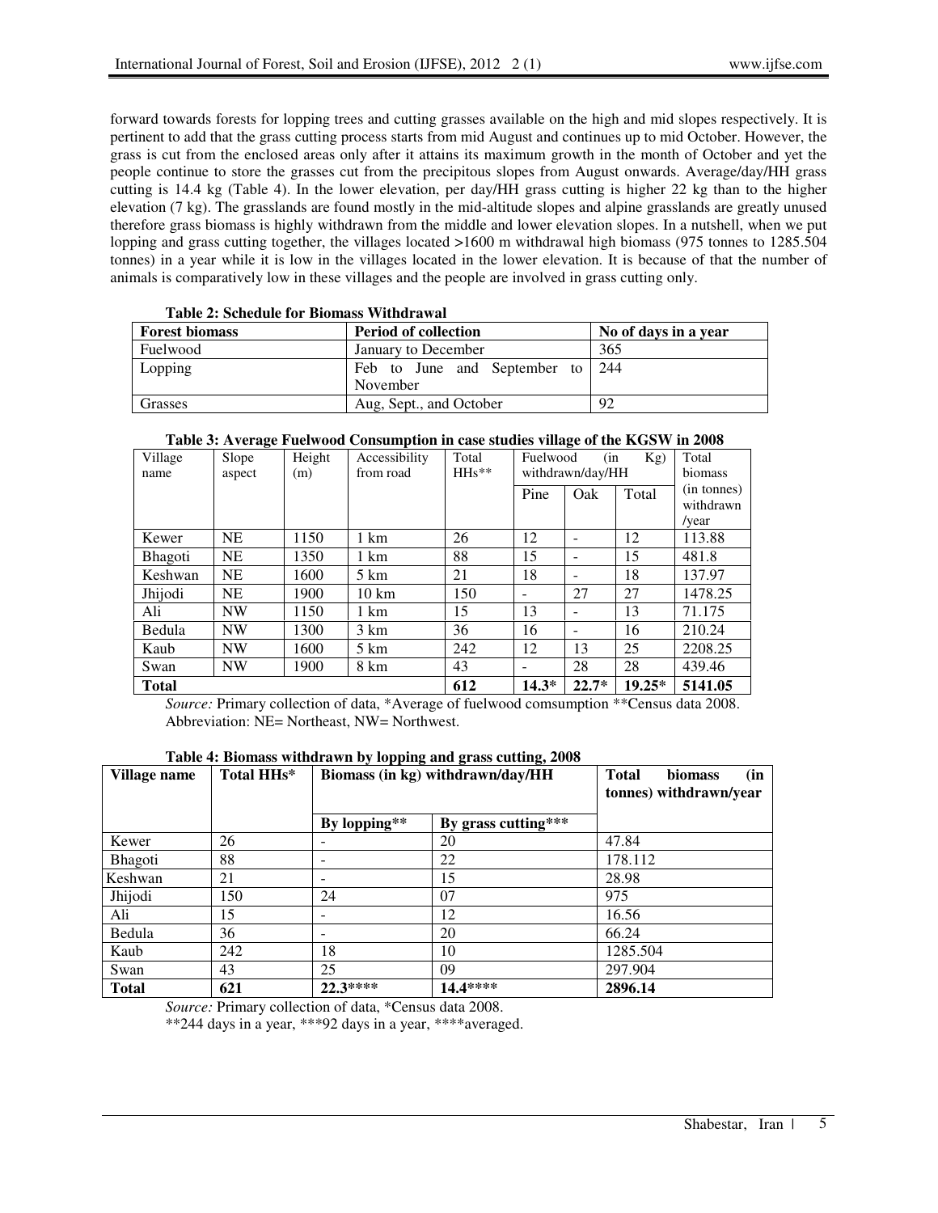forward towards forests for lopping trees and cutting grasses available on the high and mid slopes respectively. It is pertinent to add that the grass cutting process starts from mid August and continues up to mid October. However, the grass is cut from the enclosed areas only after it attains its maximum growth in the month of October and yet the people continue to store the grasses cut from the precipitous slopes from August onwards. Average/day/HH grass cutting is 14.4 kg (Table 4). In the lower elevation, per day/HH grass cutting is higher 22 kg than to the higher elevation (7 kg). The grasslands are found mostly in the mid-altitude slopes and alpine grasslands are greatly unused therefore grass biomass is highly withdrawn from the middle and lower elevation slopes. In a nutshell, when we put lopping and grass cutting together, the villages located >1600 m withdrawal high biomass (975 tonnes to 1285.504 tonnes) in a year while it is low in the villages located in the lower elevation. It is because of that the number of animals is comparatively low in these villages and the people are involved in grass cutting only.

**Table 2: Schedule for Biomass Withdrawal**

| Forest biomass | Period of collection | No of days in a year |
|---|---|---|
| Fuelwood | January to December | 365 |
| Lopping | Feb to June and September to November | 244 |
| Grasses | Aug, Sept., and October | 92 |

**Table 3: Average Fuelwood Consumption in case studies village of the KGSW in 2008**

| Village name | Slope aspect | Height (m) | Accessibility from road | Total HHs** | Fuelwood (in Kg) withdrawn/day/HH | | | Total biomass (in tonnes) withdrawn /year |
|---|---|---|---|---|---|---|---|---|
| | | | | | Pine | Oak | Total | |
| Kewer | NE | 1150 | 1 km | 26 | 12 | - | 12 | 113.88 |
| Bhagoti | NE | 1350 | 1 km | 88 | 15 | - | 15 | 481.8 |
| Keshwan | NE | 1600 | 5 km | 21 | 18 | - | 18 | 137.97 |
| Jhijodi | NE | 1900 | 10 km | 150 | - | 27 | 27 | 1478.25 |
| Ali | NW | 1150 | 1 km | 15 | 13 | - | 13 | 71.175 |
| Bedula | NW | 1300 | 3 km | 36 | 16 | - | 16 | 210.24 |
| Kaub | NW | 1600 | 5 km | 242 | 12 | 13 | 25 | 2208.25 |
| Swan | NW | 1900 | 8 km | 43 | - | 28 | 28 | 439.46 |
| **Total** | | | | **612** | **14.3*** | **22.7*** | **19.25*** | **5141.05** |

*Source:* Primary collection of data, *Average of fuelwood comsumption **Census data 2008.
Abbreviation: NE= Northeast, NW= Northwest.

**Table 4: Biomass withdrawn by lopping and grass cutting, 2008**

| Village name | Total HHs* | Biomass (in kg) withdrawn/day/HH | | Total biomass (in tonnes) withdrawn/year |
|---|---|---|---|---|
| | | By lopping** | By grass cutting*** | |
| Kewer | 26 | - | 20 | 47.84 |
| Bhagoti | 88 | - | 22 | 178.112 |
| Keshwan | 21 | - | 15 | 28.98 |
| Jhijodi | 150 | 24 | 07 | 975 |
| Ali | 15 | - | 12 | 16.56 |
| Bedula | 36 | - | 20 | 66.24 |
| Kaub | 242 | 18 | 10 | 1285.504 |
| Swan | 43 | 25 | 09 | 297.904 |
| **Total** | **621** | **22.3******** | **14.4******** | **2896.14** |

*Source:* Primary collection of data, *Census data 2008.
**244 days in a year, ***92 days in a year, ****averaged.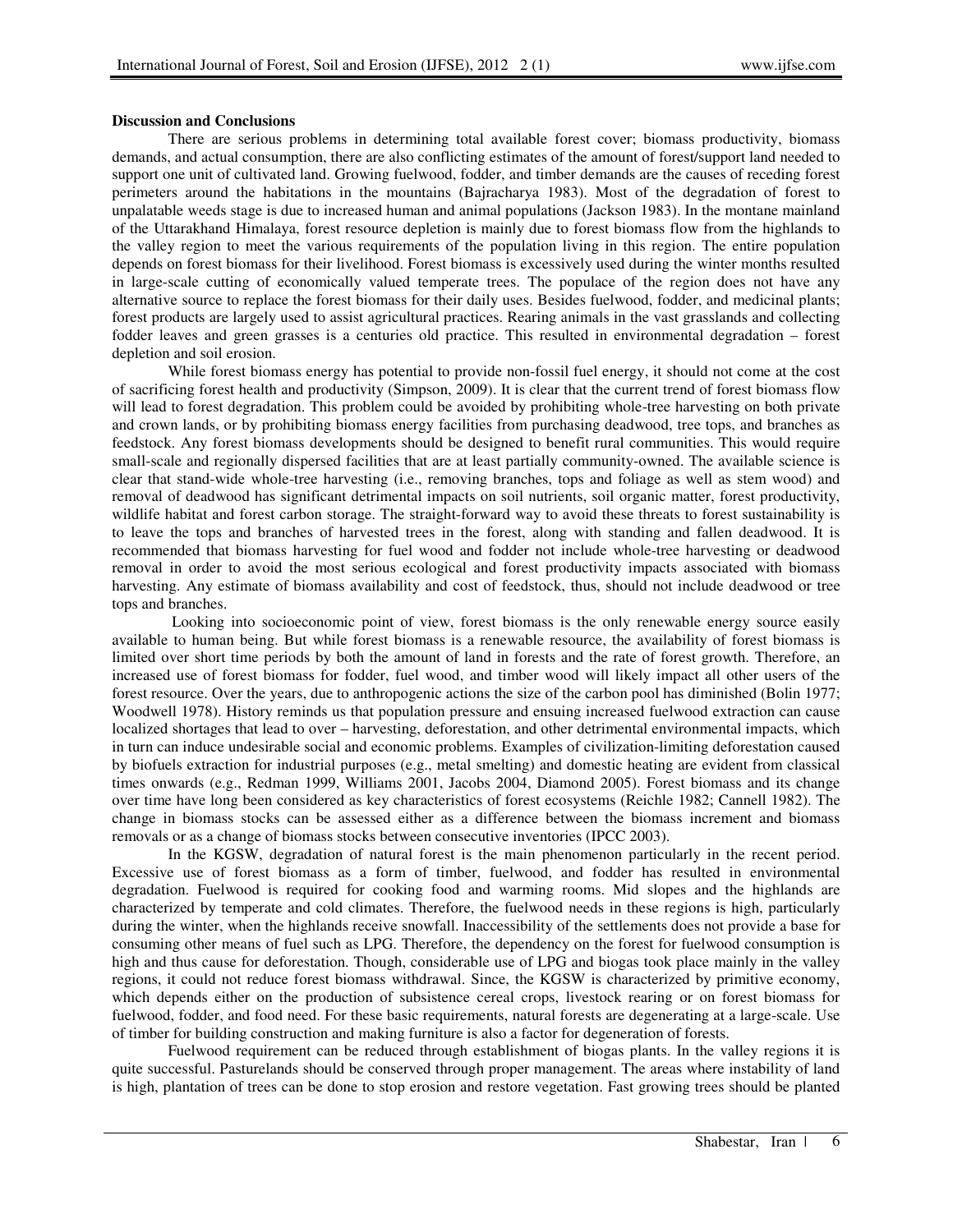**Discussion and Conclusions**

There are serious problems in determining total available forest cover; biomass productivity, biomass demands, and actual consumption, there are also conflicting estimates of the amount of forest/support land needed to support one unit of cultivated land. Growing fuelwood, fodder, and timber demands are the causes of receding forest perimeters around the habitations in the mountains (Bajracharya 1983). Most of the degradation of forest to unpalatable weeds stage is due to increased human and animal populations (Jackson 1983). In the montane mainland of the Uttarakhand Himalaya, forest resource depletion is mainly due to forest biomass flow from the highlands to the valley region to meet the various requirements of the population living in this region. The entire population depends on forest biomass for their livelihood. Forest biomass is excessively used during the winter months resulted in large-scale cutting of economically valued temperate trees. The populace of the region does not have any alternative source to replace the forest biomass for their daily uses. Besides fuelwood, fodder, and medicinal plants; forest products are largely used to assist agricultural practices. Rearing animals in the vast grasslands and collecting fodder leaves and green grasses is a centuries old practice. This resulted in environmental degradation – forest depletion and soil erosion.

While forest biomass energy has potential to provide non-fossil fuel energy, it should not come at the cost of sacrificing forest health and productivity (Simpson, 2009). It is clear that the current trend of forest biomass flow will lead to forest degradation. This problem could be avoided by prohibiting whole-tree harvesting on both private and crown lands, or by prohibiting biomass energy facilities from purchasing deadwood, tree tops, and branches as feedstock. Any forest biomass developments should be designed to benefit rural communities. This would require small-scale and regionally dispersed facilities that are at least partially community-owned. The available science is clear that stand-wide whole-tree harvesting (i.e., removing branches, tops and foliage as well as stem wood) and removal of deadwood has significant detrimental impacts on soil nutrients, soil organic matter, forest productivity, wildlife habitat and forest carbon storage. The straight-forward way to avoid these threats to forest sustainability is to leave the tops and branches of harvested trees in the forest, along with standing and fallen deadwood. It is recommended that biomass harvesting for fuel wood and fodder not include whole-tree harvesting or deadwood removal in order to avoid the most serious ecological and forest productivity impacts associated with biomass harvesting. Any estimate of biomass availability and cost of feedstock, thus, should not include deadwood or tree tops and branches.

Looking into socioeconomic point of view, forest biomass is the only renewable energy source easily available to human being. But while forest biomass is a renewable resource, the availability of forest biomass is limited over short time periods by both the amount of land in forests and the rate of forest growth. Therefore, an increased use of forest biomass for fodder, fuel wood, and timber wood will likely impact all other users of the forest resource. Over the years, due to anthropogenic actions the size of the carbon pool has diminished (Bolin 1977; Woodwell 1978). History reminds us that population pressure and ensuing increased fuelwood extraction can cause localized shortages that lead to over – harvesting, deforestation, and other detrimental environmental impacts, which in turn can induce undesirable social and economic problems. Examples of civilization-limiting deforestation caused by biofuels extraction for industrial purposes (e.g., metal smelting) and domestic heating are evident from classical times onwards (e.g., Redman 1999, Williams 2001, Jacobs 2004, Diamond 2005). Forest biomass and its change over time have long been considered as key characteristics of forest ecosystems (Reichle 1982; Cannell 1982). The change in biomass stocks can be assessed either as a difference between the biomass increment and biomass removals or as a change of biomass stocks between consecutive inventories (IPCC 2003).

In the KGSW, degradation of natural forest is the main phenomenon particularly in the recent period. Excessive use of forest biomass as a form of timber, fuelwood, and fodder has resulted in environmental degradation. Fuelwood is required for cooking food and warming rooms. Mid slopes and the highlands are characterized by temperate and cold climates. Therefore, the fuelwood needs in these regions is high, particularly during the winter, when the highlands receive snowfall. Inaccessibility of the settlements does not provide a base for consuming other means of fuel such as LPG. Therefore, the dependency on the forest for fuelwood consumption is high and thus cause for deforestation. Though, considerable use of LPG and biogas took place mainly in the valley regions, it could not reduce forest biomass withdrawal. Since, the KGSW is characterized by primitive economy, which depends either on the production of subsistence cereal crops, livestock rearing or on forest biomass for fuelwood, fodder, and food need. For these basic requirements, natural forests are degenerating at a large-scale. Use of timber for building construction and making furniture is also a factor for degeneration of forests.

Fuelwood requirement can be reduced through establishment of biogas plants. In the valley regions it is quite successful. Pasturelands should be conserved through proper management. The areas where instability of land is high, plantation of trees can be done to stop erosion and restore vegetation. Fast growing trees should be planted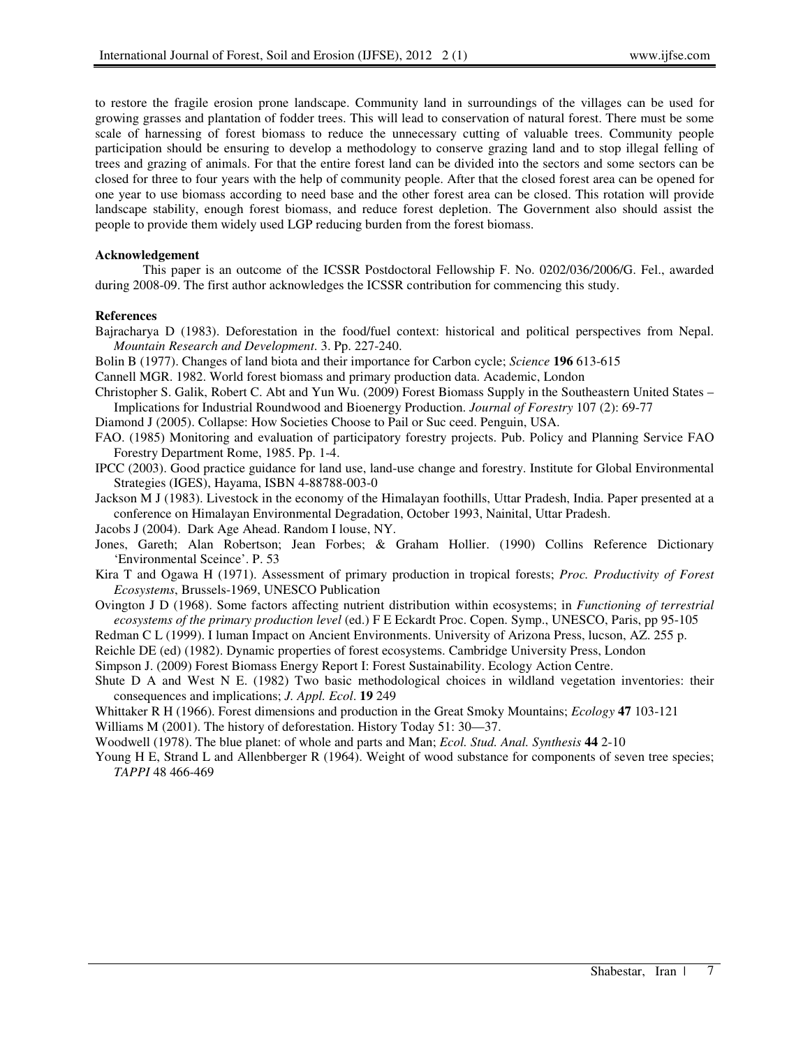to restore the fragile erosion prone landscape. Community land in surroundings of the villages can be used for growing grasses and plantation of fodder trees. This will lead to conservation of natural forest. There must be some scale of harnessing of forest biomass to reduce the unnecessary cutting of valuable trees. Community people participation should be ensuring to develop a methodology to conserve grazing land and to stop illegal felling of trees and grazing of animals. For that the entire forest land can be divided into the sectors and some sectors can be closed for three to four years with the help of community people. After that the closed forest area can be opened for one year to use biomass according to need base and the other forest area can be closed. This rotation will provide landscape stability, enough forest biomass, and reduce forest depletion. The Government also should assist the people to provide them widely used LGP reducing burden from the forest biomass.

**Acknowledgement**

This paper is an outcome of the ICSSR Postdoctoral Fellowship F. No. 0202/036/2006/G. Fel., awarded during 2008-09. The first author acknowledges the ICSSR contribution for commencing this study.

**References**

Bajracharya D (1983). Deforestation in the food/fuel context: historical and political perspectives from Nepal. *Mountain Research and Development*. 3. Pp. 227-240.

Bolin B (1977). Changes of land biota and their importance for Carbon cycle; *Science* **196** 613-615

Cannell MGR. 1982. World forest biomass and primary production data. Academic, London

Christopher S. Galik, Robert C. Abt and Yun Wu. (2009) Forest Biomass Supply in the Southeastern United States – Implications for Industrial Roundwood and Bioenergy Production. *Journal of Forestry* 107 (2): 69-77

Diamond J (2005). Collapse: How Societies Choose to Pail or Suc ceed. Penguin, USA.

FAO. (1985) Monitoring and evaluation of participatory forestry projects. Pub. Policy and Planning Service FAO Forestry Department Rome, 1985. Pp. 1-4.

IPCC (2003). Good practice guidance for land use, land-use change and forestry. Institute for Global Environmental Strategies (IGES), Hayama, ISBN 4-88788-003-0

Jackson M J (1983). Livestock in the economy of the Himalayan foothills, Uttar Pradesh, India. Paper presented at a conference on Himalayan Environmental Degradation, October 1993, Nainital, Uttar Pradesh.

Jacobs J (2004). Dark Age Ahead. Random I louse, NY.

Jones, Gareth; Alan Robertson; Jean Forbes; & Graham Hollier. (1990) Collins Reference Dictionary 'Environmental Sceince'. P. 53

Kira T and Ogawa H (1971). Assessment of primary production in tropical forests; *Proc. Productivity of Forest Ecosystems*, Brussels-1969, UNESCO Publication

Ovington J D (1968). Some factors affecting nutrient distribution within ecosystems; in *Functioning of terrestrial ecosystems of the primary production level* (ed.) F E Eckardt Proc. Copen. Symp., UNESCO, Paris, pp 95-105

Redman C L (1999). I luman Impact on Ancient Environments. University of Arizona Press, lucson, AZ. 255 p.

Reichle DE (ed) (1982). Dynamic properties of forest ecosystems. Cambridge University Press, London

Simpson J. (2009) Forest Biomass Energy Report I: Forest Sustainability. Ecology Action Centre.

Shute D A and West N E. (1982) Two basic methodological choices in wildland vegetation inventories: their consequences and implications; *J. Appl. Ecol*. **19** 249

Whittaker R H (1966). Forest dimensions and production in the Great Smoky Mountains; *Ecology* **47** 103-121

Williams M (2001). The history of deforestation. History Today 51: 30—37.

Woodwell (1978). The blue planet: of whole and parts and Man; *Ecol. Stud. Anal. Synthesis* **44** 2-10

Young H E, Strand L and Allenbberger R (1964). Weight of wood substance for components of seven tree species; *TAPPI* 48 466-469